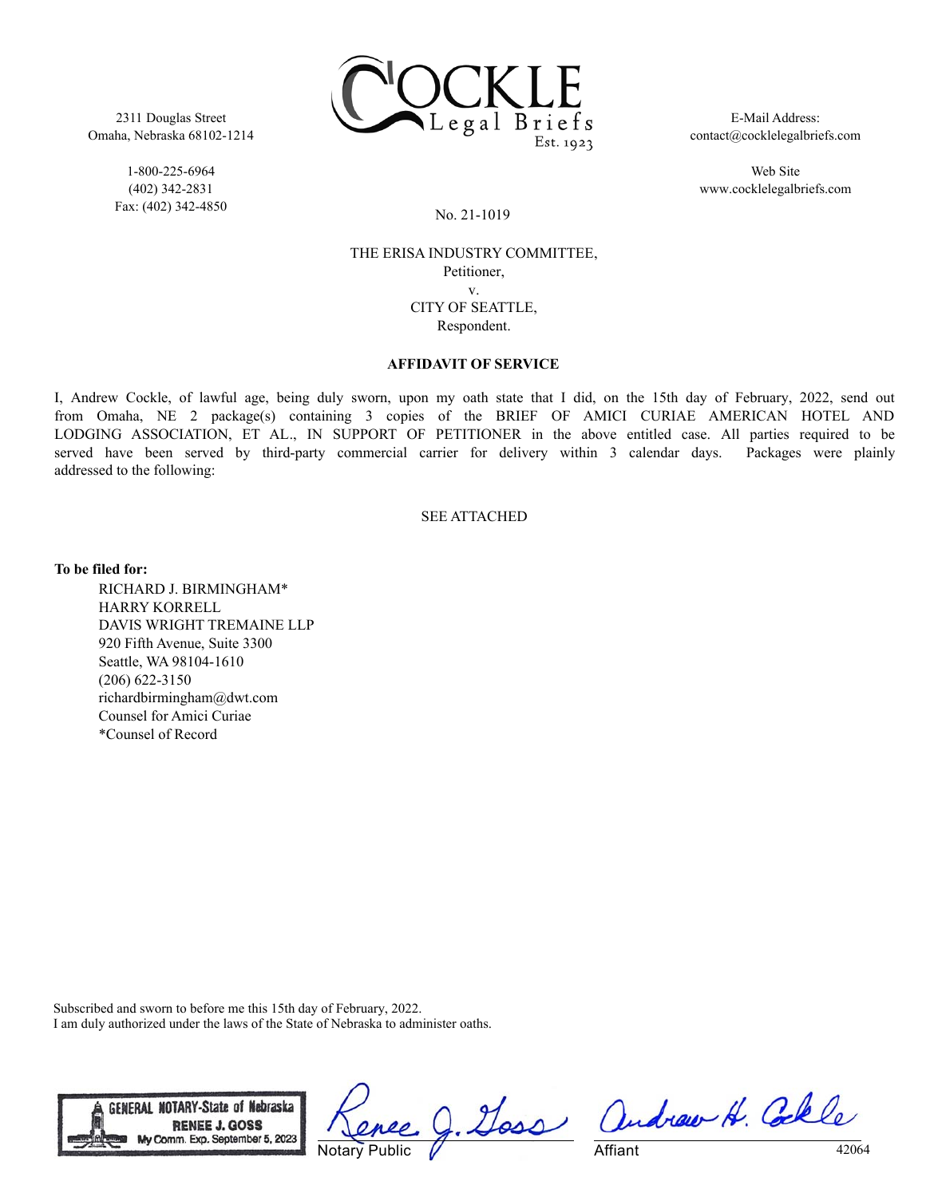2311 Douglas Street
Omaha, Nebraska 68102-1214

1-800-225-6964
(402) 342-2831
Fax: (402) 342-4850

COCKLE
Legal Briefs
Est. 1923

E-Mail Address:
contact@cocklelegalbriefs.com

Web Site
www.cocklelegalbriefs.com

No. 21-1019

THE ERISA INDUSTRY COMMITTEE,
Petitioner,
v.
CITY OF SEATTLE,
Respondent.

**AFFIDAVIT OF SERVICE**

I, Andrew Cockle, of lawful age, being duly sworn, upon my oath state that I did, on the 15th day of February, 2022, send out from Omaha, NE 2 package(s) containing 3 copies of the BRIEF OF AMICI CURIAE AMERICAN HOTEL AND LODGING ASSOCIATION, ET AL., IN SUPPORT OF PETITIONER in the above entitled case. All parties required to be served have been served by third-party commercial carrier for delivery within 3 calendar days. Packages were plainly addressed to the following:

SEE ATTACHED

**To be filed for:**

RICHARD J. BIRMINGHAM*
HARRY KORRELL
DAVIS WRIGHT TREMAINE LLP
920 Fifth Avenue, Suite 3300
Seattle, WA 98104-1610
(206) 622-3150
richardbirmingham@dwt.com
Counsel for Amici Curiae
*Counsel of Record

Subscribed and sworn to before me this 15th day of February, 2022.
I am duly authorized under the laws of the State of Nebraska to administer oaths.

GENERAL NOTARY-State of Nebraska
RENEE J. GOSS
My Comm. Exp. September 5, 2023

Renee J. Goss
Notary Public

Andrew H. Cockle
Affiant

42064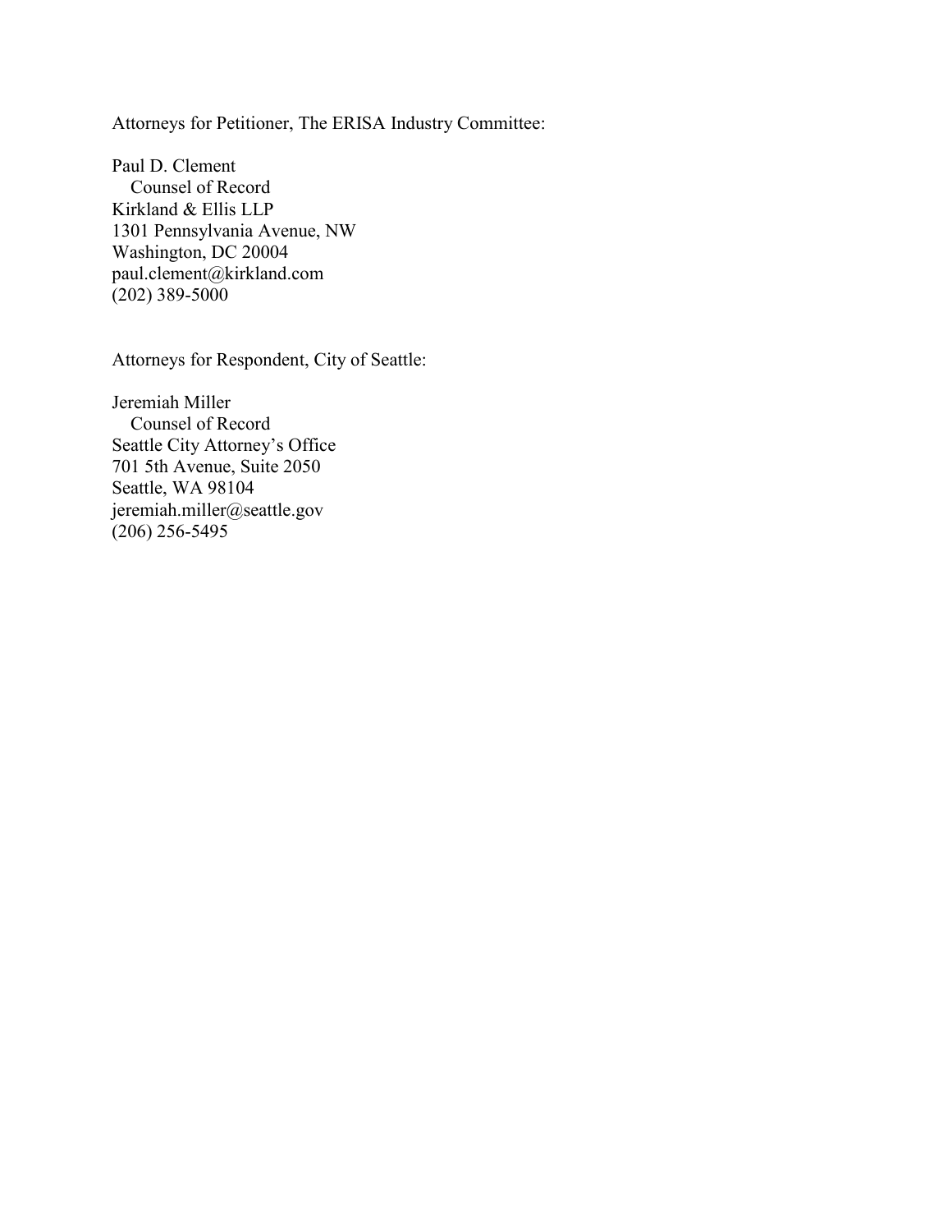Attorneys for Petitioner, The ERISA Industry Committee:

Paul D. Clement  
Counsel of Record  
Kirkland & Ellis LLP  
1301 Pennsylvania Avenue, NW  
Washington, DC 20004  
paul.clement@kirkland.com  
(202) 389-5000

Attorneys for Respondent, City of Seattle:

Jeremiah Miller  
Counsel of Record  
Seattle City Attorney's Office  
701 5th Avenue, Suite 2050  
Seattle, WA 98104  
jeremiah.miller@seattle.gov  
(206) 256-5495